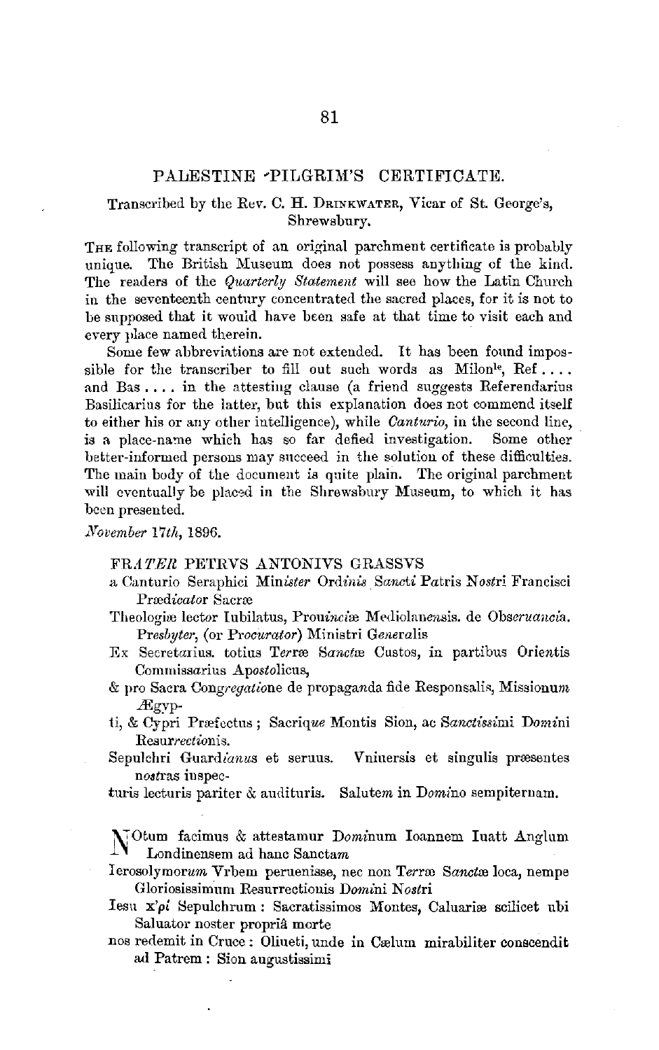## PALESTINE PILGRIM'S CERTIFICATE.

Transcribed by the Rev. C. H. Drinkwater, Vicar of St. George's, Shrewsbury.

The following transcript of an original parchment certificate is probably unique. The British Museum does not possess anything of the kind. The readers of the *Quarterly Statement* will see how the Latin Church in the seventeenth century concentrated the sacred places, for it is not to be supposed that it would have been safe at that time to visit each and every place named therein.

Some few abbreviations are not extended. It has been found impossible for the transcriber to fill out such words as Milon[le], Ref .... and Bas .... in the attesting clause (a friend suggests Referendarius Basilicarius for the latter, but this explanation does not commend itself to either his or any other intelligence), while *Canturio*, in the second line, is a place-name which has so far defied investigation. Some other better-informed persons may succeed in the solution of these difficulties. The main body of the document is quite plain. The original parchment will eventually be placed in the Shrewsbury Museum, to which it has been presented.

*November* 17*th*, 1896.

FR*ATER* PETRVS ANTONIVS GRASSVS
a Canturio Seraphici Min*ister* Ord*inis* S*ancti* Patris N*ost*ri Francisci Præd*icato*r Sacræ
Theologiæ lector Iubilatus, Prou*inci*æ Mediolane*n*sis. de Obs*eruancia*. P*resbyter*, (or P*rocurator*) Ministri G*ener*alis
Ex Secret*a*rius. totius T*err*æ S*anct*æ Custos, in partibus Orie*n*tis Commiss*a*rius Ap*ost*olicus,
& pro Sacra Cong*regatio*ne de propaga*n*da fide Responsalis, Missionu*m* Ægyp-
ti, & Cypri Præfectus; Sacriq*ue* Montis Sion, ac S*anctiss*imi D*om*ini Resur*rectio*nis.
Sepulchri Guard*ianus* et seruus. Vniuersis et singulis præsentes n*os*tras inspec-
turis lecturis pariter & audituris. Salute*m* in D*omi*no sempiternam.

NOtum facimus & attestamur D*omi*num Ioannem Iuatt Anglum Londinensem ad hanc Sancta*m*
Ierosolymor*um* Vrbem peruenisse, nec non T*err*æ S*anct*æ loca, nempe Gloriosissimum Resurrectionis D*omi*ni N*ost*ri
Iesu x'*pi* Sepulchrum: Sacratissimos Montes, Caluariæ scilicet ubi Saluator noster propriâ morte
nos redemit in Cruce: Olijueti, unde in Cælum mirabiliter conscendit ad Patrem: Sion augustissimi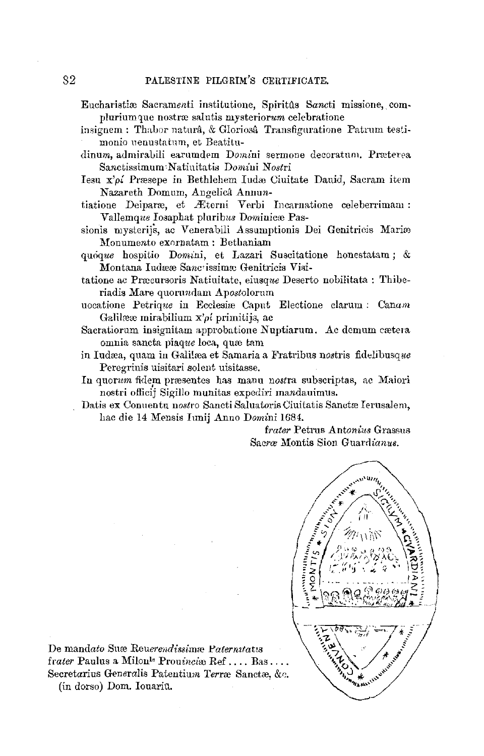Eucharistiæ Sacram*en*ti institutione, Spiritûs S*anc*ti missione, compluriumque nostræ salutis mysterior*um* celebratione

insignem : Thabor naturâ, & Gloriosâ Transfiguratione Patrum testimonio uenustatum, et Beatitu-

dinu*m*, admirabili earumdem D*omi*ni sermone decoratum. Præterea Sanctissimum Natiuitatis D*omi*ni N*ost*ri

Iesu x'*pi* Præsepe in Bethlehem Iudæ Ciuitate Dauid, Sacram item Nazareth Domum, Angelicâ Annun-

tiatione Deiparæ, et Æterni Verbi Incarnatione celeberrimam : Vallemq*ue* Iosaphat plurib*us* D*omi*nicæ Pas-

sionis mysterijs, ac Venerabili Assumptionis Dei Genitricis Mariæ Monum*en*to exornatam : Bethaniam

quóq*ue* hospitio D*omi*ni, et Lazari Suscitatione honestatam ; & Montana Iudææ Sanctissimæ Genitricis Visi-

tatione ac Præcursoris Natiuitate, eiusq*ue* Deserto nobilitata : Thiberiadis Mare quorun*d*am Ap*ost*olorum

uocatione Petriq*ue* in Ecclesiæ Caput Electione clarum : Can*am* Galilææ mirabilium x'*pi* primitijs, ac

Sacratiorum insignitam approbatione Nuptiarum. Ac demum cætera omnia sancta piaq*ue* loca, quæ tam

in Iudæa, quam in Galilæa et Samaria a Fratribus n*ost*ris fidelibusq*ue* Peregrinis uisitari solent uisitasse.

In quor*um* fidem præsentes has manu n*ost*ra subscriptas, ac Maiori nostri officij Sigillo munitas expediri ma*n*dauimus.

Datis ex Conuentu n*ost*ro Sancti Saluatoris Ciuitatis Sanctæ Ierusalem, hac die 14 Mensis Iunij Anno D*omi*ni 1684.

*fr*ater Petrus Anton*ius* Grassus
Sacr*æ* Montis Sion Guard*ianus*.

SIGILLVM GVARDIANI MONTIS SION CONVENT

De mand*ato* Suæ Reuer*endissimæ* Patern*ita*tis
fr*ater* Paulus a Milon[ls] Prou*inci*æ Ref .... Bas ....
Secret*a*rius Gener*a*lis Patentiu*m* T*erræ* Sanctæ, &c.
(in dorso) Dom. Iouariū.